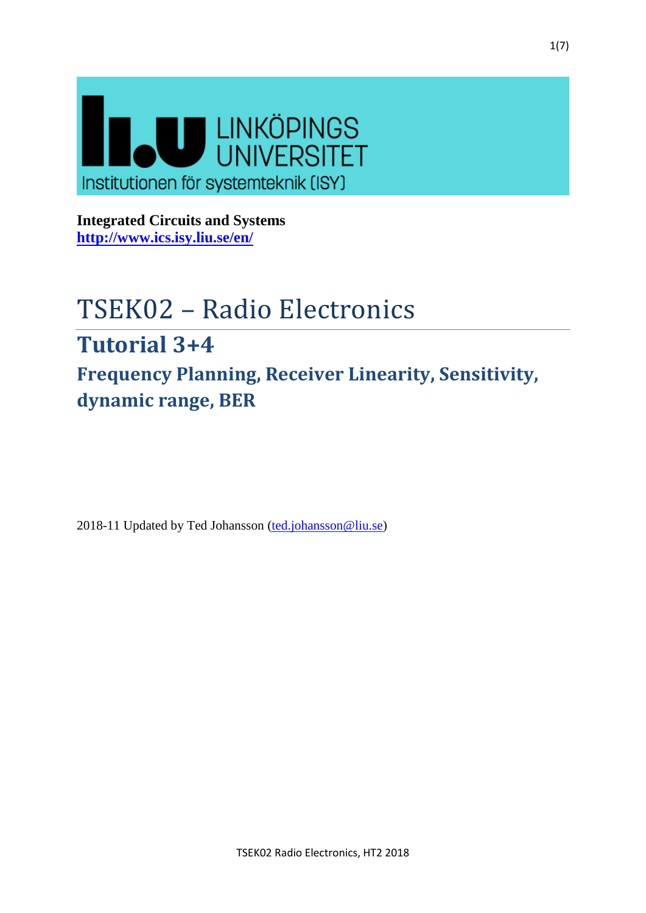LINKÖPINGS UNIVERSITET

Institutionen för systemteknik (ISY)

**Integrated Circuits and Systems**
**http://www.ics.isy.liu.se/en/**

# TSEK02 – Radio Electronics

## Tutorial 3+4

### Frequency Planning, Receiver Linearity, Sensitivity, dynamic range, BER

2018-11 Updated by Ted Johansson (ted.johansson@liu.se)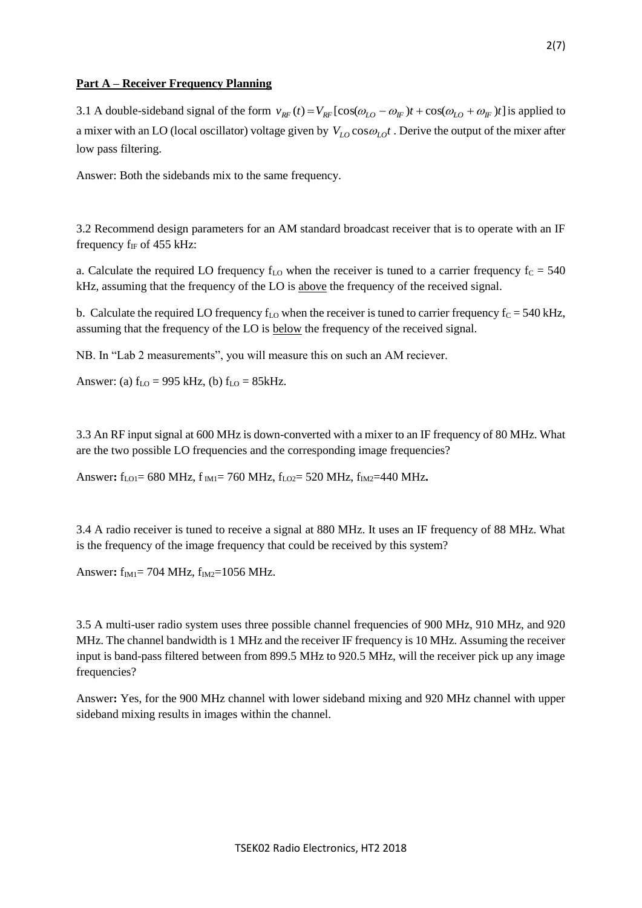## Part A – Receiver Frequency Planning

3.1 A double-sideband signal of the form $v_{RF}(t) = V_{RF}[\cos(\omega_{LO} - \omega_{IF})t + \cos(\omega_{LO} + \omega_{IF})t]$ is applied to a mixer with an LO (local oscillator) voltage given by $V_{LO}\cos\omega_{LO}t$ . Derive the output of the mixer after low pass filtering.

Answer: Both the sidebands mix to the same frequency.

3.2 Recommend design parameters for an AM standard broadcast receiver that is to operate with an IF frequency $f_{IF}$ of 455 kHz:

a. Calculate the required LO frequency $f_{LO}$ when the receiver is tuned to a carrier frequency $f_C = 540$ kHz, assuming that the frequency of the LO is above the frequency of the received signal.

b. Calculate the required LO frequency $f_{LO}$ when the receiver is tuned to carrier frequency $f_C = 540$ kHz, assuming that the frequency of the LO is below the frequency of the received signal.

NB. In "Lab 2 measurements", you will measure this on such an AM reciever.

Answer: (a) $f_{LO} = 995$ kHz, (b) $f_{LO} = 85$kHz.

3.3 An RF input signal at 600 MHz is down-converted with a mixer to an IF frequency of 80 MHz. What are the two possible LO frequencies and the corresponding image frequencies?

Answer**:** $f_{LO1}$= 680 MHz, $f_{IM1}$= 760 MHz, $f_{LO2}$= 520 MHz, $f_{IM2}$=440 MHz**.**

3.4 A radio receiver is tuned to receive a signal at 880 MHz. It uses an IF frequency of 88 MHz. What is the frequency of the image frequency that could be received by this system?

Answer**:** $f_{IM1}$= 704 MHz, $f_{IM2}$=1056 MHz.

3.5 A multi-user radio system uses three possible channel frequencies of 900 MHz, 910 MHz, and 920 MHz. The channel bandwidth is 1 MHz and the receiver IF frequency is 10 MHz. Assuming the receiver input is band-pass filtered between from 899.5 MHz to 920.5 MHz, will the receiver pick up any image frequencies?

Answer**:** Yes, for the 900 MHz channel with lower sideband mixing and 920 MHz channel with upper sideband mixing results in images within the channel.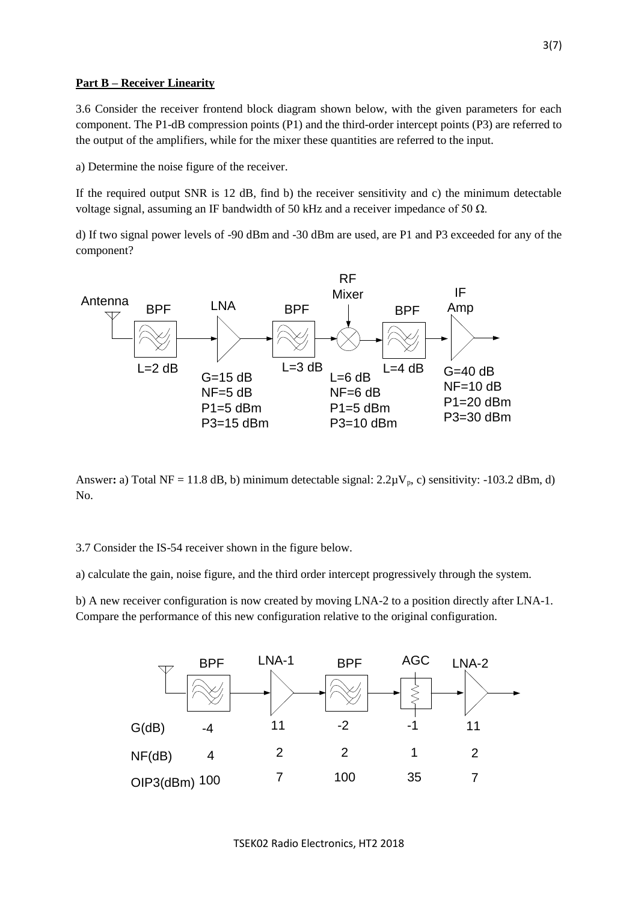**Part B – Receiver Linearity**

3.6 Consider the receiver frontend block diagram shown below, with the given parameters for each component. The P1-dB compression points (P1) and the third-order intercept points (P3) are referred to the output of the amplifiers, while for the mixer these quantities are referred to the input.

a) Determine the noise figure of the receiver.

If the required output SNR is 12 dB, find b) the receiver sensitivity and c) the minimum detectable voltage signal, assuming an IF bandwidth of 50 kHz and a receiver impedance of 50 Ω.

d) If two signal power levels of -90 dBm and -30 dBm are used, are P1 and P3 exceeded for any of the component?

Antenna → BPF → LNA → BPF → RF Mixer → BPF → IF Amp

| Component | Parameters |
|---|---|
| BPF | L=2 dB |
| LNA | G=15 dB, NF=5 dB, P1=5 dBm, P3=15 dBm |
| BPF | L=3 dB |
| RF Mixer | L=6 dB, NF=6 dB, P1=5 dBm, P3=10 dBm |
| BPF | L=4 dB |
| IF Amp | G=40 dB, NF=10 dB, P1=20 dBm, P3=30 dBm |

Answer**:** a) Total NF = 11.8 dB, b) minimum detectable signal: 2.2μ$V_p$, c) sensitivity: -103.2 dBm, d) No.

3.7 Consider the IS-54 receiver shown in the figure below.

a) calculate the gain, noise figure, and the third order intercept progressively through the system.

b) A new receiver configuration is now created by moving LNA-2 to a position directly after LNA-1. Compare the performance of this new configuration relative to the original configuration.

| | BPF | LNA-1 | BPF | AGC | LNA-2 |
|---|---|---|---|---|---|
| G(dB) | -4 | 11 | -2 | -1 | 11 |
| NF(dB) | 4 | 2 | 2 | 1 | 2 |
| OIP3(dBm) | 100 | 7 | 100 | 35 | 7 |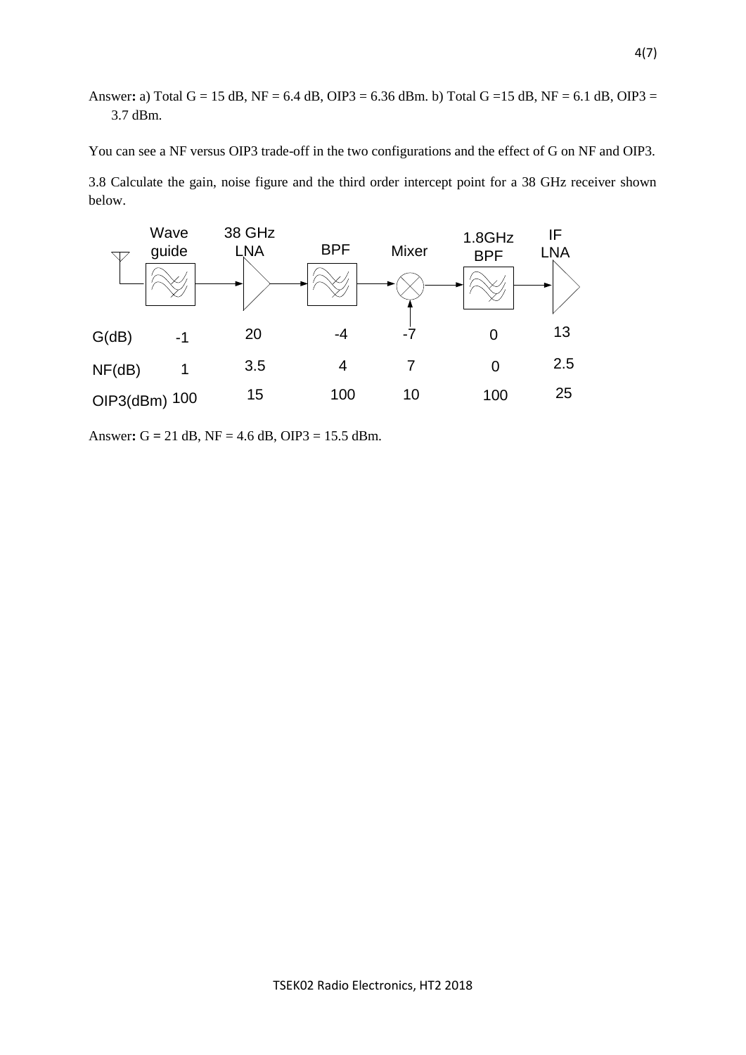Answer**:** a) Total G = 15 dB, NF = 6.4 dB, OIP3 = 6.36 dBm. b) Total G =15 dB, NF = 6.1 dB, OIP3 = 3.7 dBm.

You can see a NF versus OIP3 trade-off in the two configurations and the effect of G on NF and OIP3.

3.8 Calculate the gain, noise figure and the third order intercept point for a 38 GHz receiver shown below.

| | Wave guide | 38 GHz LNA | BPF | Mixer | 1.8GHz BPF | IF LNA |
|---|---|---|---|---|---|---|
| G(dB) | -1 | 20 | -4 | -7 | 0 | 13 |
| NF(dB) | 1 | 3.5 | 4 | 7 | 0 | 2.5 |
| OIP3(dBm) | 100 | 15 | 100 | 10 | 100 | 25 |

Answer**:** G = 21 dB, NF = 4.6 dB, OIP3 = 15.5 dBm.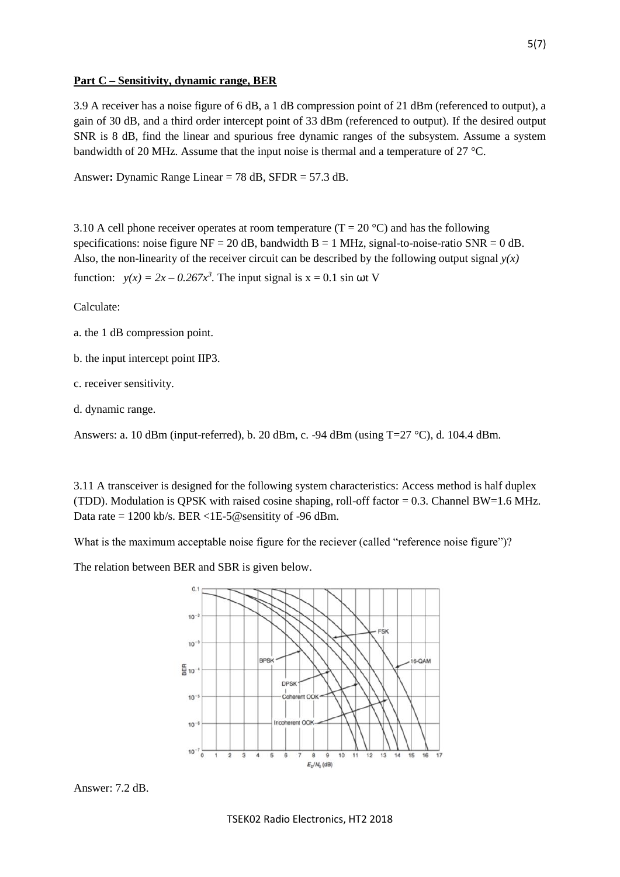**Part C – Sensitivity, dynamic range, BER**

3.9 A receiver has a noise figure of 6 dB, a 1 dB compression point of 21 dBm (referenced to output), a gain of 30 dB, and a third order intercept point of 33 dBm (referenced to output). If the desired output SNR is 8 dB, find the linear and spurious free dynamic ranges of the subsystem. Assume a system bandwidth of 20 MHz. Assume that the input noise is thermal and a temperature of 27 °C.

Answer**:** Dynamic Range Linear = 78 dB, SFDR = 57.3 dB.

3.10 A cell phone receiver operates at room temperature (T = 20 °C) and has the following specifications: noise figure NF = 20 dB, bandwidth B = 1 MHz, signal-to-noise-ratio SNR = 0 dB. Also, the non-linearity of the receiver circuit can be described by the following output signal *y(x)* function: $y(x) = 2x - 0.267x^3$. The input signal is x = 0.1 sin ωt V

Calculate:

a. the 1 dB compression point.

b. the input intercept point IIP3.

c. receiver sensitivity.

d. dynamic range.

Answers: a. 10 dBm (input-referred), b. 20 dBm, c. -94 dBm (using T=27 °C), d. 104.4 dBm.

3.11 A transceiver is designed for the following system characteristics: Access method is half duplex (TDD). Modulation is QPSK with raised cosine shaping, roll-off factor = 0.3. Channel BW=1.6 MHz. Data rate = 1200 kb/s. BER <1E-5@sensitity of -96 dBm.

What is the maximum acceptable noise figure for the reciever (called "reference noise figure")?

The relation between BER and SBR is given below.

Answer: 7.2 dB.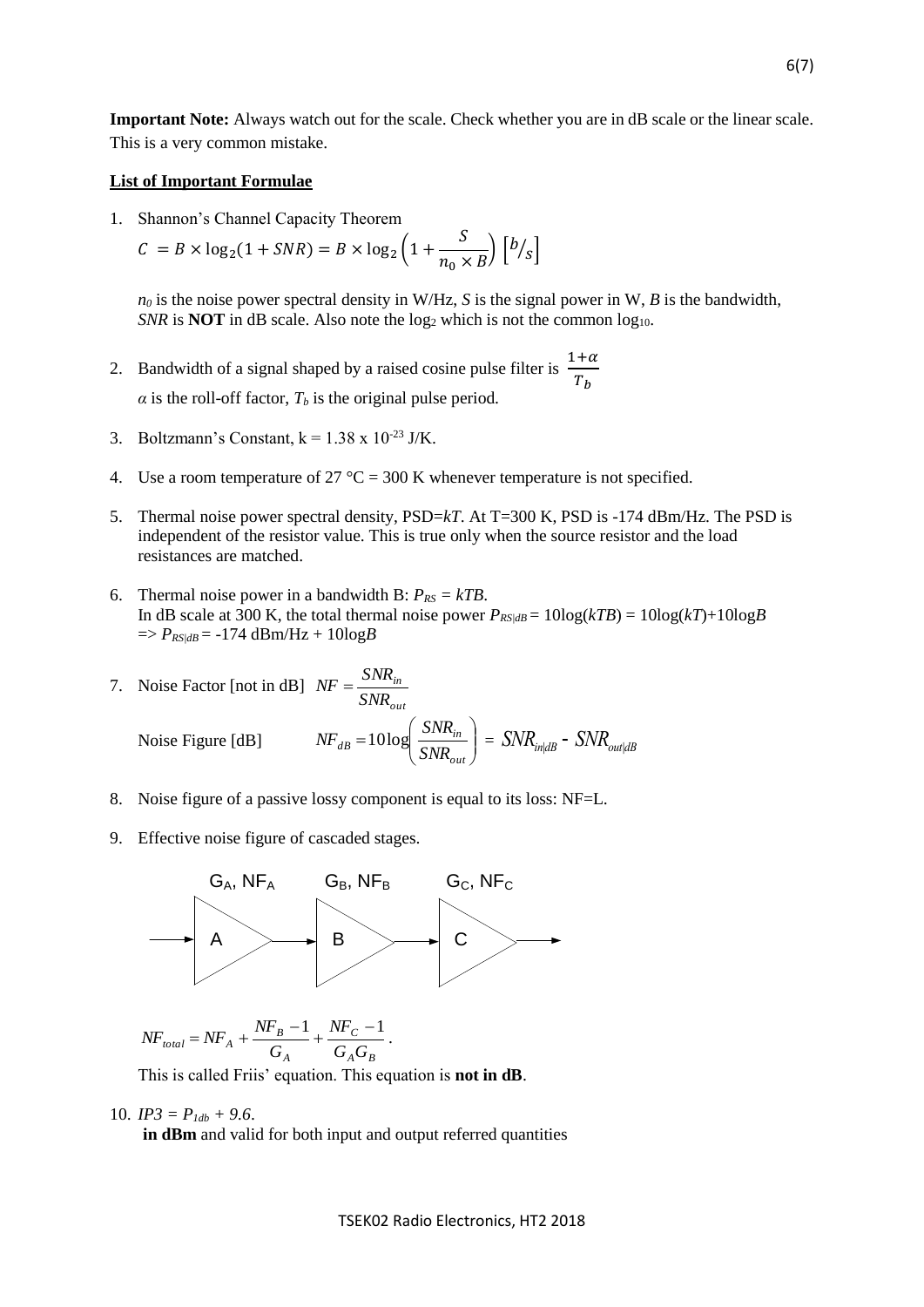**Important Note:** Always watch out for the scale. Check whether you are in dB scale or the linear scale. This is a very common mistake.

**List of Important Formulae**

1. Shannon's Channel Capacity Theorem

   $$C = B \times \log_2(1 + SNR) = B \times \log_2\left(1 + \frac{S}{n_0 \times B}\right) \left[{}^{b}/_{s}\right]$$

   $n_0$ is the noise power spectral density in W/Hz, $S$ is the signal power in W, $B$ is the bandwidth, $SNR$ is **NOT** in dB scale. Also note the $\log_2$ which is not the common $\log_{10}$.

2. Bandwidth of a signal shaped by a raised cosine pulse filter is $\frac{1+\alpha}{T_b}$

   $\alpha$ is the roll-off factor, $T_b$ is the original pulse period.

3. Boltzmann's Constant, $k = 1.38 \times 10^{-23}$ J/K.

4. Use a room temperature of 27 °C = 300 K whenever temperature is not specified.

5. Thermal noise power spectral density, PSD=$kT$. At T=300 K, PSD is -174 dBm/Hz. The PSD is independent of the resistor value. This is true only when the source resistor and the load resistances are matched.

6. Thermal noise power in a bandwidth B: $P_{RS} = kTB$.
   In dB scale at 300 K, the total thermal noise power $P_{RS|dB} = 10\log(kTB) = 10\log(kT) + 10\log B$
   $\Rightarrow P_{RS|dB} = -174 \text{ dBm/Hz} + 10\log B$

7. Noise Factor [not in dB] $NF = \frac{SNR_{in}}{SNR_{out}}$

   Noise Figure [dB] $$NF_{dB} = 10\log\left(\frac{SNR_{in}}{SNR_{out}}\right) = SNR_{in|dB} - SNR_{out|dB}$$

8. Noise figure of a passive lossy component is equal to its loss: NF=L.

9. Effective noise figure of cascaded stages.

   (Cascade: A ($G_A$, $NF_A$) → B ($G_B$, $NF_B$) → C ($G_C$, $NF_C$))

   $$NF_{total} = NF_A + \frac{NF_B - 1}{G_A} + \frac{NF_C - 1}{G_A G_B}.$$

   This is called Friis' equation. This equation is **not in dB**.

10. $IP3 = P_{1db} + 9.6$.
    **in dBm** and valid for both input and output referred quantities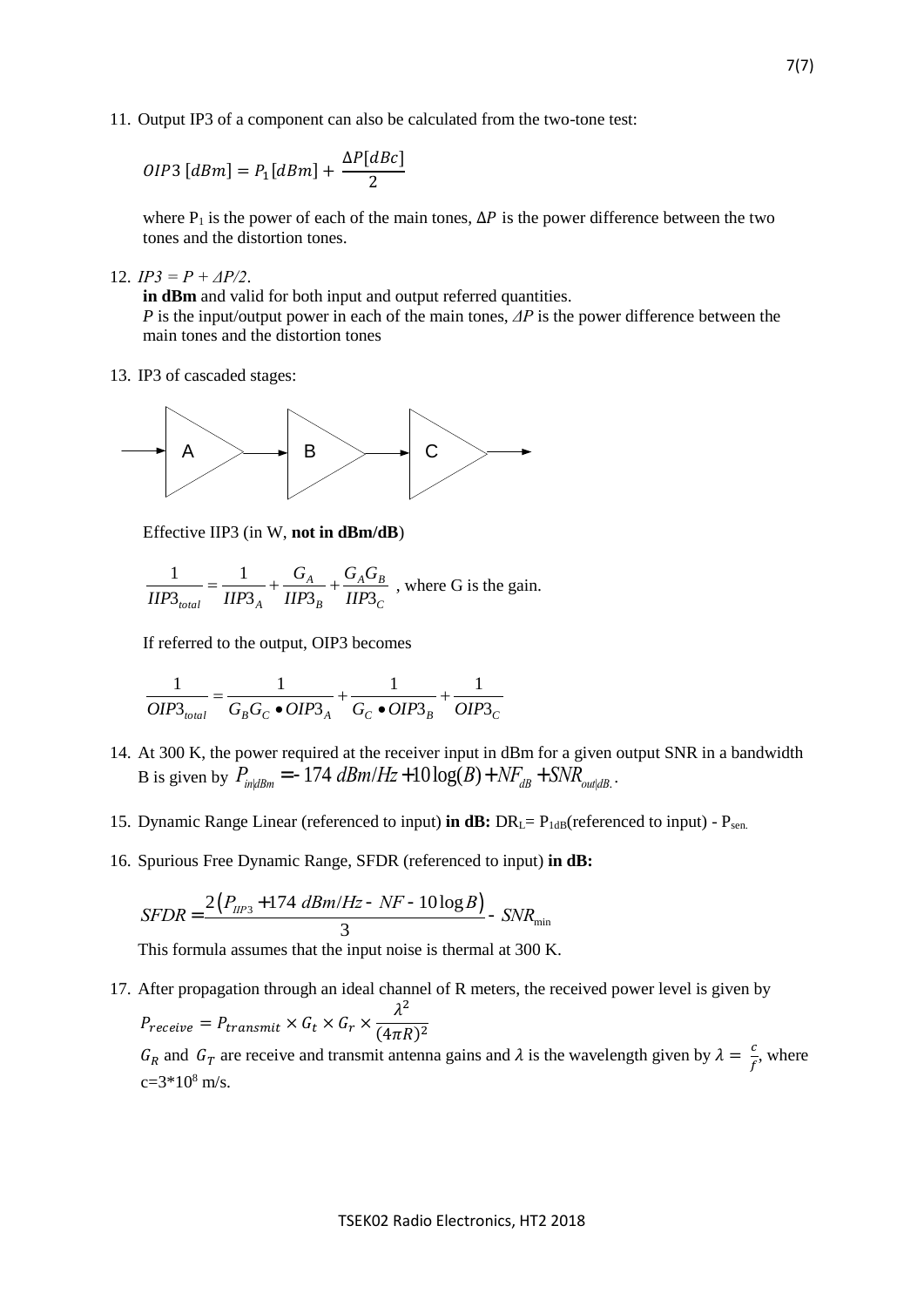11. Output IP3 of a component can also be calculated from the two-tone test:

$$OIP3\,[dBm] = P_1[dBm] + \frac{\Delta P[dBc]}{2}$$

where $P_1$ is the power of each of the main tones, $\Delta P$ is the power difference between the two tones and the distortion tones.

12. $IP3 = P + \Delta P/2$.

**in dBm** and valid for both input and output referred quantities.
*P* is the input/output power in each of the main tones, $\Delta P$ is the power difference between the main tones and the distortion tones

13. IP3 of cascaded stages:

A → B → C

Effective IIP3 (in W, **not in dBm/dB**)

$$\frac{1}{IIP3_{total}} = \frac{1}{IIP3_A} + \frac{G_A}{IIP3_B} + \frac{G_A G_B}{IIP3_C}$$ , where G is the gain.

If referred to the output, OIP3 becomes

$$\frac{1}{OIP3_{total}} = \frac{1}{G_B G_C \bullet OIP3_A} + \frac{1}{G_C \bullet OIP3_B} + \frac{1}{OIP3_C}$$

14. At 300 K, the power required at the receiver input in dBm for a given output SNR in a bandwidth B is given by $P_{in|dBm} = -174\ dBm/Hz + 10\log(B) + NF_{dB} + SNR_{out|dB}$.

15. Dynamic Range Linear (referenced to input) **in dB:** $DR_L = P_{1dB}$(referenced to input) - $P_{sen.}$

16. Spurious Free Dynamic Range, SFDR (referenced to input) **in dB:**

$$SFDR = \frac{2\left(P_{IIP3} + 174\ dBm/Hz - NF - 10\log B\right)}{3} - SNR_{\min}$$

This formula assumes that the input noise is thermal at 300 K.

17. After propagation through an ideal channel of R meters, the received power level is given by

$$P_{receive} = P_{transmit} \times G_t \times G_r \times \frac{\lambda^2}{(4\pi R)^2}$$

$G_R$ and $G_T$ are receive and transmit antenna gains and $\lambda$ is the wavelength given by $\lambda = \frac{c}{f}$, where $c = 3 * 10^8$ m/s.